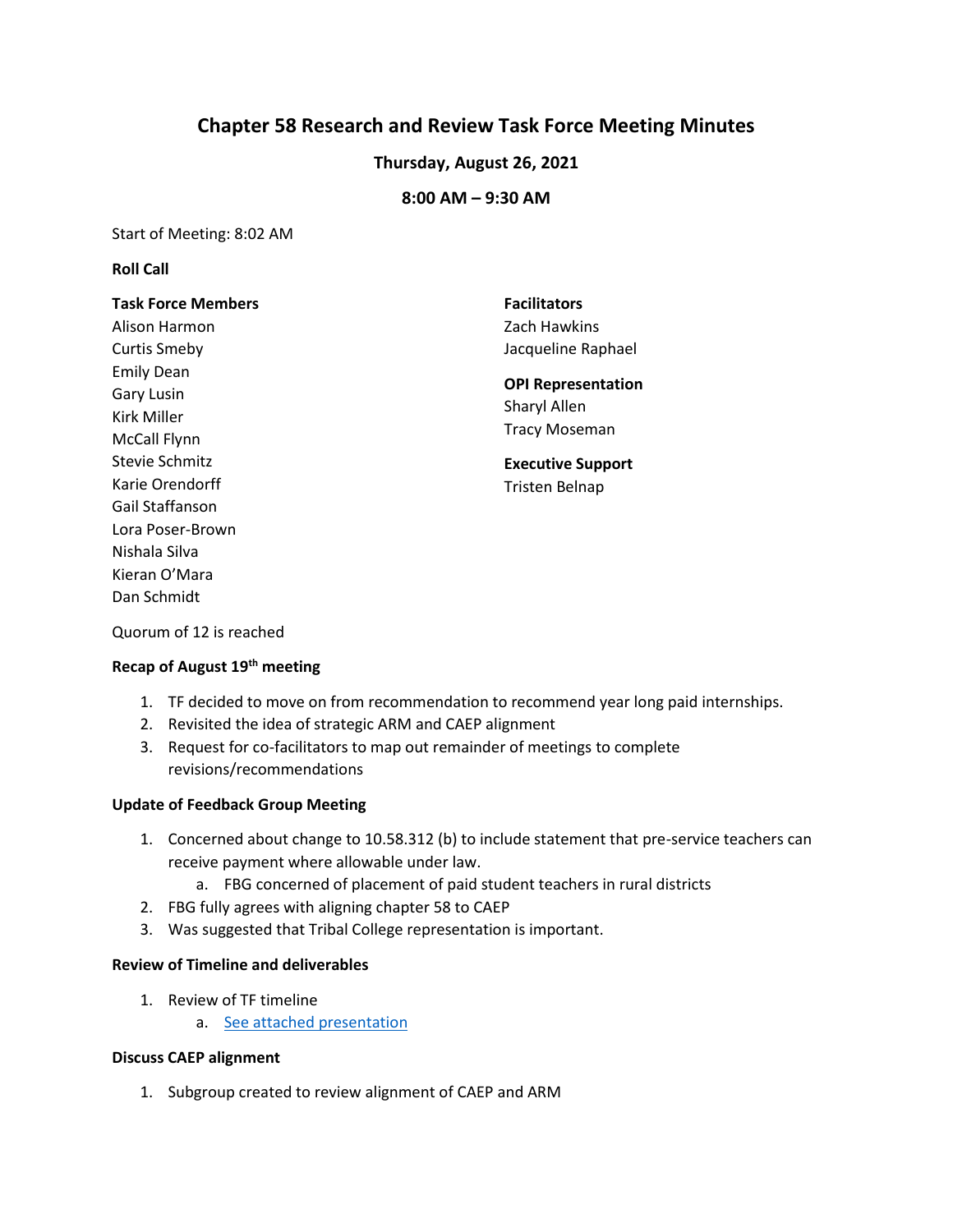# Chapter 58 Research and Review Task Force Meeting Minutes

**Thursday, August 26, 2021**

**8:00 AM – 9:30 AM**

Start of Meeting: 8:02 AM

**Roll Call**

**Task Force Members**
Alison Harmon
Curtis Smeby
Emily Dean
Gary Lusin
Kirk Miller
McCall Flynn
Stevie Schmitz
Karie Orendorff
Gail Staffanson
Lora Poser-Brown
Nishala Silva
Kieran O'Mara
Dan Schmidt

**Facilitators**
Zach Hawkins
Jacqueline Raphael

**OPI Representation**
Sharyl Allen
Tracy Moseman

**Executive Support**
Tristen Belnap

Quorum of 12 is reached

**Recap of August 19th meeting**

1. TF decided to move on from recommendation to recommend year long paid internships.
2. Revisited the idea of strategic ARM and CAEP alignment
3. Request for co-facilitators to map out remainder of meetings to complete revisions/recommendations

**Update of Feedback Group Meeting**

1. Concerned about change to 10.58.312 (b) to include statement that pre-service teachers can receive payment where allowable under law.
   a. FBG concerned of placement of paid student teachers in rural districts
2. FBG fully agrees with aligning chapter 58 to CAEP
3. Was suggested that Tribal College representation is important.

**Review of Timeline and deliverables**

1. Review of TF timeline
   a. See attached presentation

**Discuss CAEP alignment**

1. Subgroup created to review alignment of CAEP and ARM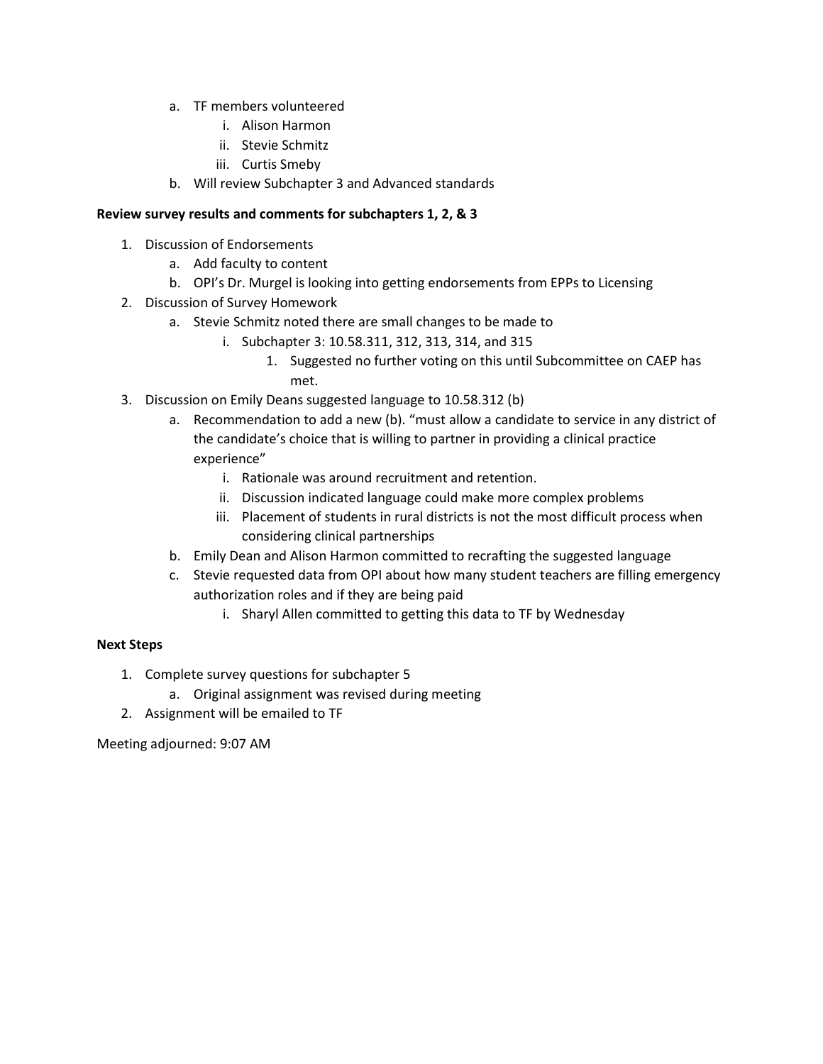a. TF members volunteered
      i. Alison Harmon
      ii. Stevie Schmitz
      iii. Curtis Smeby
   b. Will review Subchapter 3 and Advanced standards

**Review survey results and comments for subchapters 1, 2, & 3**

1. Discussion of Endorsements
   a. Add faculty to content
   b. OPI's Dr. Murgel is looking into getting endorsements from EPPs to Licensing
2. Discussion of Survey Homework
   a. Stevie Schmitz noted there are small changes to be made to
      i. Subchapter 3: 10.58.311, 312, 313, 314, and 315
         1. Suggested no further voting on this until Subcommittee on CAEP has met.
3. Discussion on Emily Deans suggested language to 10.58.312 (b)
   a. Recommendation to add a new (b). "must allow a candidate to service in any district of the candidate's choice that is willing to partner in providing a clinical practice experience"
      i. Rationale was around recruitment and retention.
      ii. Discussion indicated language could make more complex problems
      iii. Placement of students in rural districts is not the most difficult process when considering clinical partnerships
   b. Emily Dean and Alison Harmon committed to recrafting the suggested language
   c. Stevie requested data from OPI about how many student teachers are filling emergency authorization roles and if they are being paid
      i. Sharyl Allen committed to getting this data to TF by Wednesday

**Next Steps**

1. Complete survey questions for subchapter 5
   a. Original assignment was revised during meeting
2. Assignment will be emailed to TF

Meeting adjourned: 9:07 AM